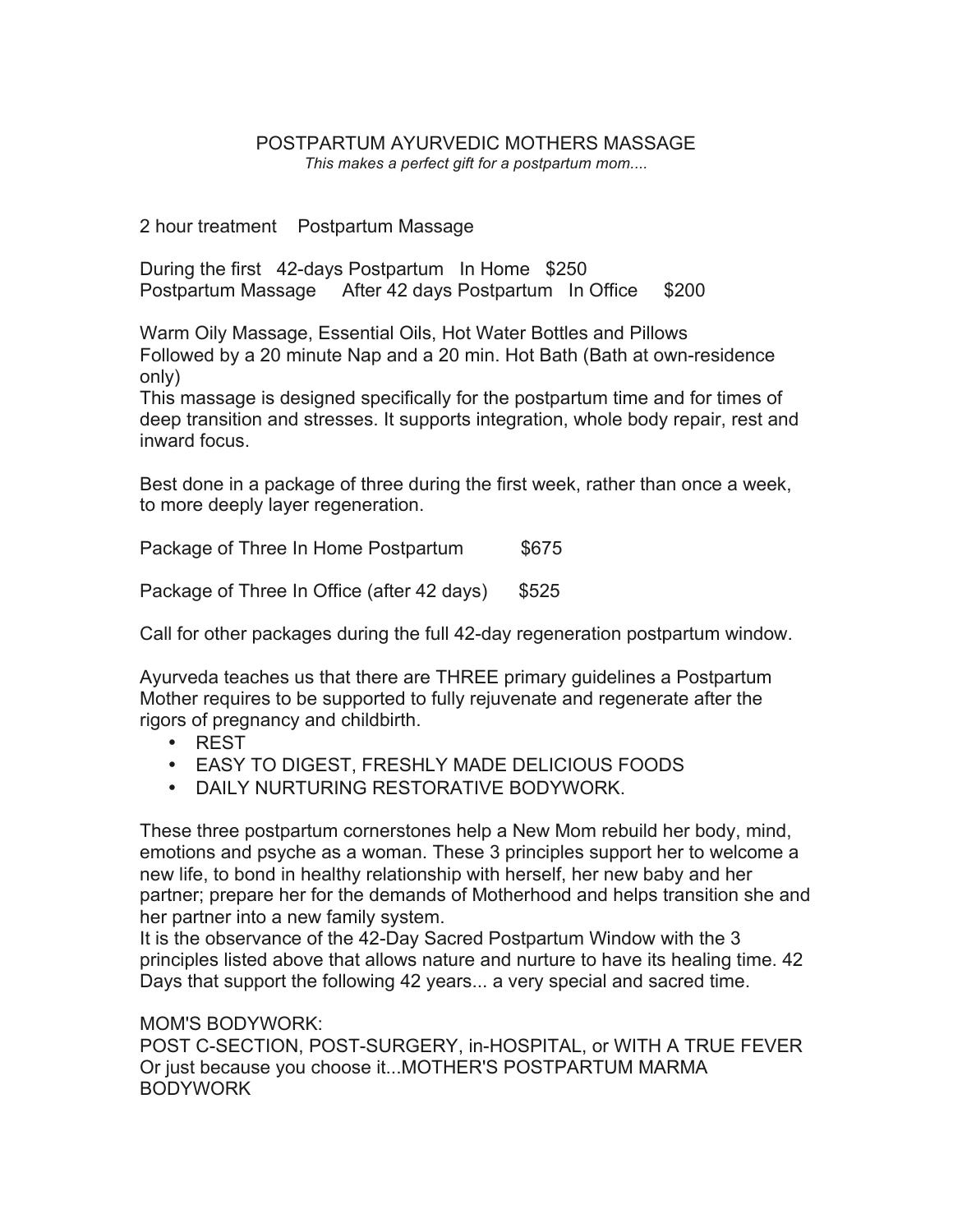# POSTPARTUM AYURVEDIC MOTHERS MASSAGE

*This makes a perfect gift for a postpartum mom....*

2 hour treatment Postpartum Massage

During the first 42-days Postpartum In Home $250
Postpartum Massage After 42 days Postpartum In Office $200

Warm Oily Massage, Essential Oils, Hot Water Bottles and Pillows
Followed by a 20 minute Nap and a 20 min. Hot Bath (Bath at own-residence only)
This massage is designed specifically for the postpartum time and for times of deep transition and stresses. It supports integration, whole body repair, rest and inward focus.

Best done in a package of three during the first week, rather than once a week, to more deeply layer regeneration.

Package of Three In Home Postpartum $675

Package of Three In Office (after 42 days) $525

Call for other packages during the full 42-day regeneration postpartum window.

Ayurveda teaches us that there are THREE primary guidelines a Postpartum Mother requires to be supported to fully rejuvenate and regenerate after the rigors of pregnancy and childbirth.

- REST
- EASY TO DIGEST, FRESHLY MADE DELICIOUS FOODS
- DAILY NURTURING RESTORATIVE BODYWORK.

These three postpartum cornerstones help a New Mom rebuild her body, mind, emotions and psyche as a woman. These 3 principles support her to welcome a new life, to bond in healthy relationship with herself, her new baby and her partner; prepare her for the demands of Motherhood and helps transition she and her partner into a new family system.
It is the observance of the 42-Day Sacred Postpartum Window with the 3 principles listed above that allows nature and nurture to have its healing time. 42 Days that support the following 42 years... a very special and sacred time.

MOM'S BODYWORK:
POST C-SECTION, POST-SURGERY, in-HOSPITAL, or WITH A TRUE FEVER
Or just because you choose it...MOTHER'S POSTPARTUM MARMA BODYWORK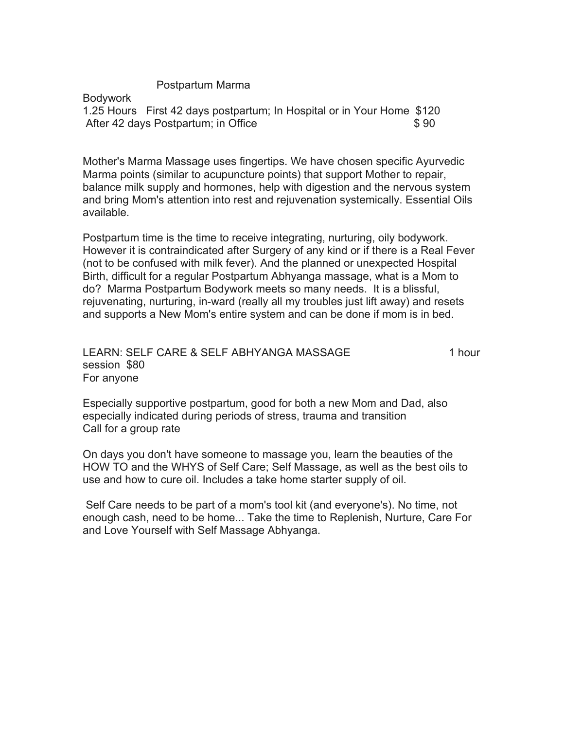## Postpartum Marma Bodywork

1.25 Hours First 42 days postpartum; In Hospital or in Your Home $120
After 42 days Postpartum; in Office $ 90

Mother's Marma Massage uses fingertips. We have chosen specific Ayurvedic Marma points (similar to acupuncture points) that support Mother to repair, balance milk supply and hormones, help with digestion and the nervous system and bring Mom's attention into rest and rejuvenation systemically. Essential Oils available.

Postpartum time is the time to receive integrating, nurturing, oily bodywork. However it is contraindicated after Surgery of any kind or if there is a Real Fever (not to be confused with milk fever). And the planned or unexpected Hospital Birth, difficult for a regular Postpartum Abhyanga massage, what is a Mom to do? Marma Postpartum Bodywork meets so many needs. It is a blissful, rejuvenating, nurturing, in-ward (really all my troubles just lift away) and resets and supports a New Mom's entire system and can be done if mom is in bed.

## LEARN: SELF CARE & SELF ABHYANGA MASSAGE

1 hour session $80
For anyone

Especially supportive postpartum, good for both a new Mom and Dad, also especially indicated during periods of stress, trauma and transition
Call for a group rate

On days you don't have someone to massage you, learn the beauties of the HOW TO and the WHYS of Self Care; Self Massage, as well as the best oils to use and how to cure oil. Includes a take home starter supply of oil.

Self Care needs to be part of a mom's tool kit (and everyone's). No time, not enough cash, need to be home... Take the time to Replenish, Nurture, Care For and Love Yourself with Self Massage Abhyanga.